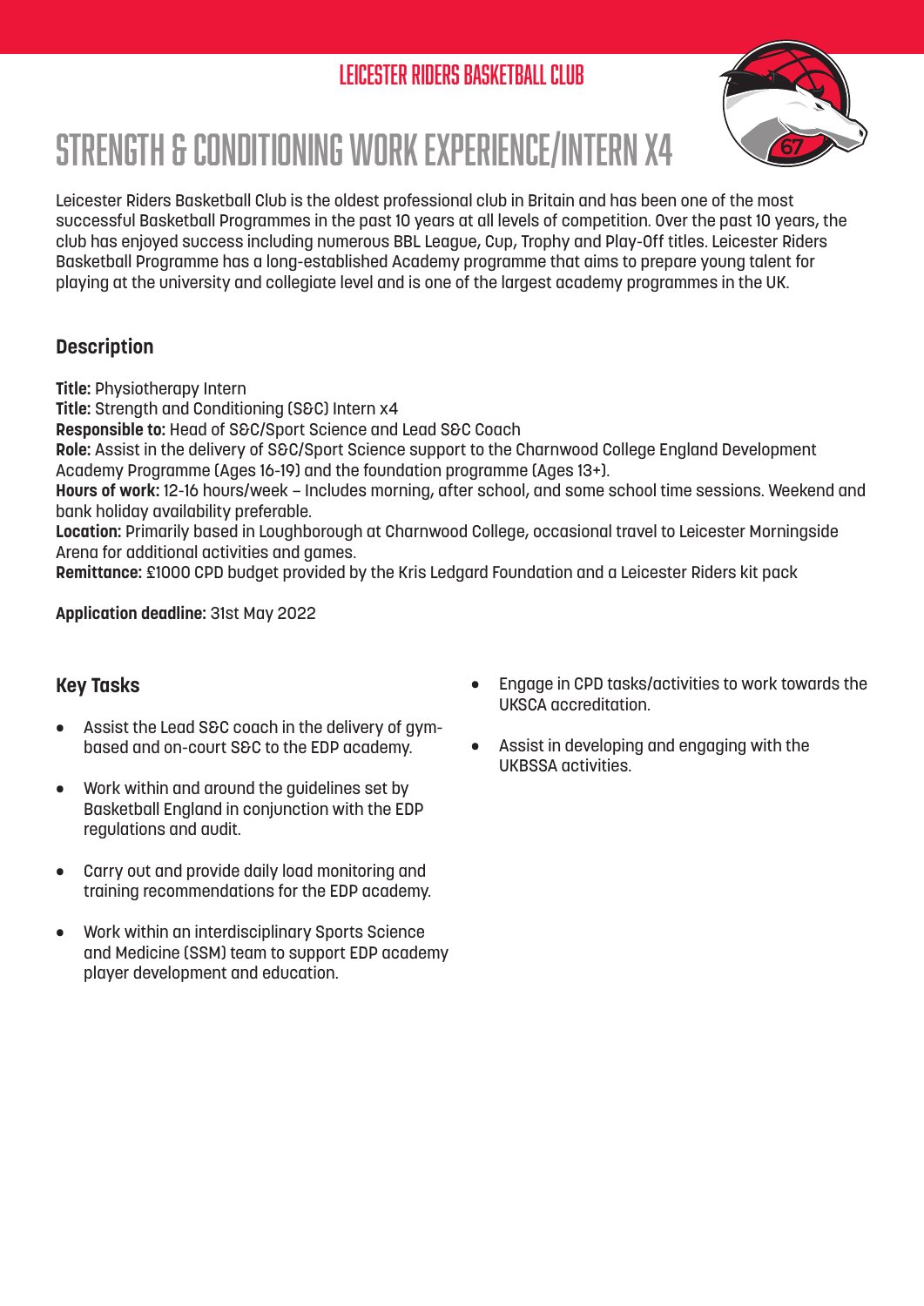LEICESTER RIDERS BASKETBALL CLUB

# STRENGTH & CONDITIONING WORK EXPERIENCE/INTERN X4

Leicester Riders Basketball Club is the oldest professional club in Britain and has been one of the most successful Basketball Programmes in the past 10 years at all levels of competition. Over the past 10 years, the club has enjoyed success including numerous BBL League, Cup, Trophy and Play-Off titles. Leicester Riders Basketball Programme has a long-established Academy programme that aims to prepare young talent for playing at the university and collegiate level and is one of the largest academy programmes in the UK.

## Description

**Title:** Physiotherapy Intern
**Title:** Strength and Conditioning (S&C) Intern x4
**Responsible to:** Head of S&C/Sport Science and Lead S&C Coach
**Role:** Assist in the delivery of S&C/Sport Science support to the Charnwood College England Development Academy Programme (Ages 16-19) and the foundation programme (Ages 13+).
**Hours of work:** 12-16 hours/week – Includes morning, after school, and some school time sessions. Weekend and bank holiday availability preferable.
**Location:** Primarily based in Loughborough at Charnwood College, occasional travel to Leicester Morningside Arena for additional activities and games.
**Remittance:** £1000 CPD budget provided by the Kris Ledgard Foundation and a Leicester Riders kit pack

**Application deadline:** 31st May 2022

## Key Tasks

- Assist the Lead S&C coach in the delivery of gym-based and on-court S&C to the EDP academy.
- Work within and around the guidelines set by Basketball England in conjunction with the EDP regulations and audit.
- Carry out and provide daily load monitoring and training recommendations for the EDP academy.
- Work within an interdisciplinary Sports Science and Medicine (SSM) team to support EDP academy player development and education.
- Engage in CPD tasks/activities to work towards the UKSCA accreditation.
- Assist in developing and engaging with the UKBSSA activities.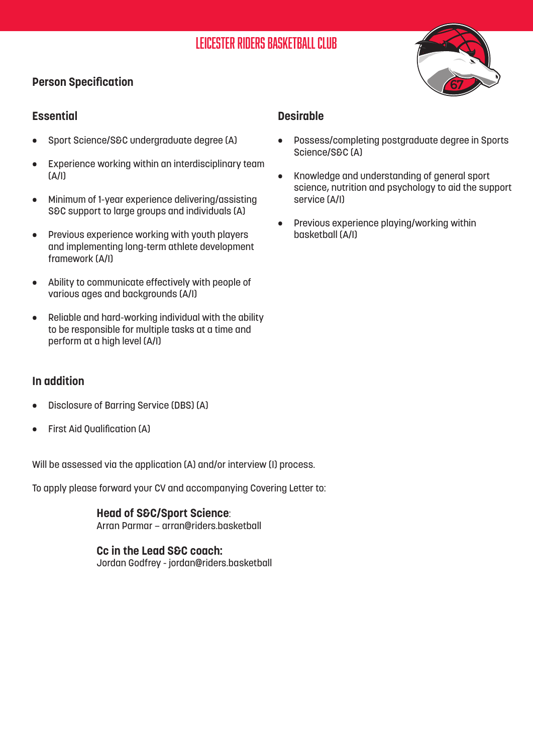LEICESTER RIDERS BASKETBALL CLUB

## Person Specification

### Essential

- Sport Science/S&C undergraduate degree (A)
- Experience working within an interdisciplinary team (A/I)
- Minimum of 1-year experience delivering/assisting S&C support to large groups and individuals (A)
- Previous experience working with youth players and implementing long-term athlete development framework (A/I)
- Ability to communicate effectively with people of various ages and backgrounds (A/I)
- Reliable and hard-working individual with the ability to be responsible for multiple tasks at a time and perform at a high level (A/I)

### Desirable

- Possess/completing postgraduate degree in Sports Science/S&C (A)
- Knowledge and understanding of general sport science, nutrition and psychology to aid the support service (A/I)
- Previous experience playing/working within basketball (A/I)

### In addition

- Disclosure of Barring Service (DBS) (A)
- First Aid Qualification (A)

Will be assessed via the application (A) and/or interview (I) process.

To apply please forward your CV and accompanying Covering Letter to:

**Head of S&C/Sport Science**:
Arran Parmar – arran@riders.basketball

**Cc in the Lead S&C coach:**
Jordan Godfrey - jordan@riders.basketball